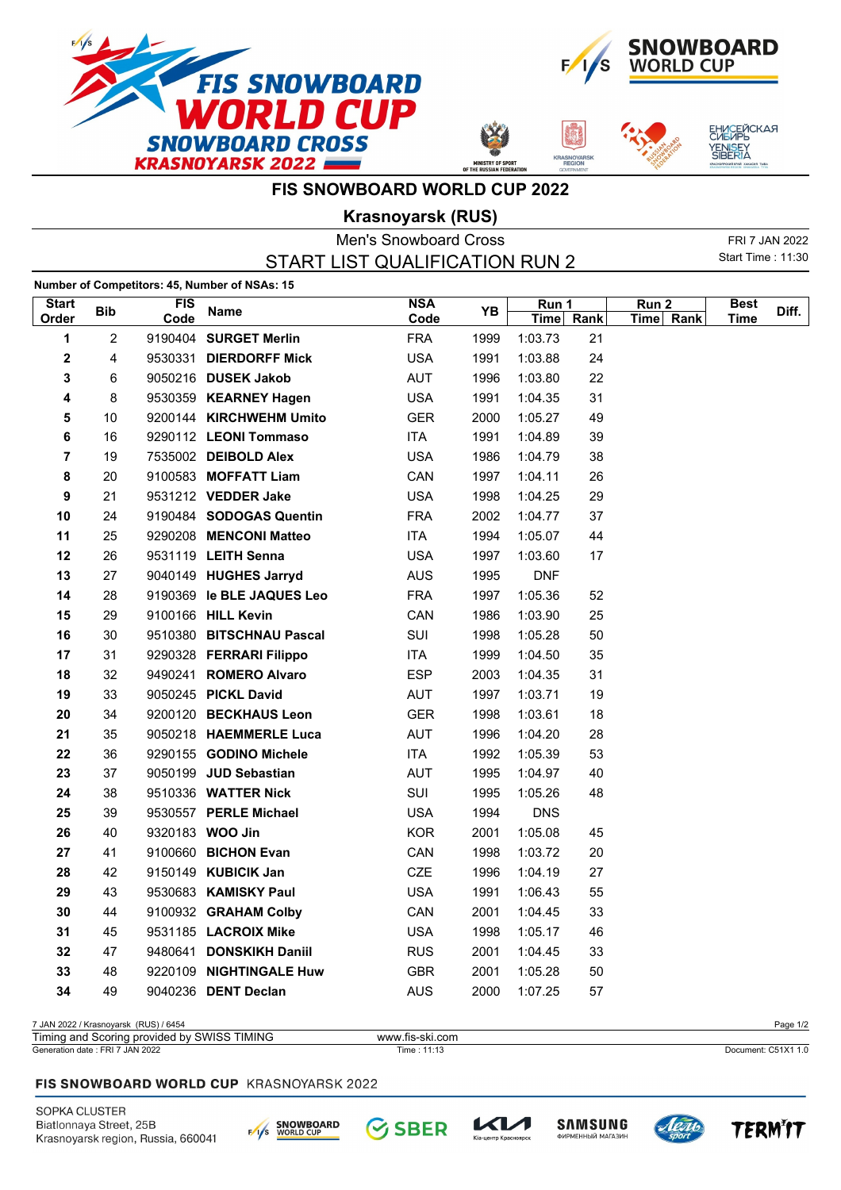# FIS SNOWBOARD WORLD CUP 2022

## Krasnoyarsk (RUS)

### Men's Snowboard Cross

### START LIST QUALIFICATION RUN 2

FRI 7 JAN 2022
Start Time : 11:30

**Number of Competitors: 45, Number of NSAs: 15**

| Start Order | Bib | FIS Code | Name | NSA Code | YB | Run 1 Time | Run 1 Rank | Run 2 Time | Run 2 Rank | Best Time | Diff. |
|---|---|---|---|---|---|---|---|---|---|---|---|
| 1 | 2 | 9190404 | **SURGET Merlin** | FRA | 1999 | 1:03.73 | 21 | | | | |
| 2 | 4 | 9530331 | **DIERDORFF Mick** | USA | 1991 | 1:03.88 | 24 | | | | |
| 3 | 6 | 9050216 | **DUSEK Jakob** | AUT | 1996 | 1:03.80 | 22 | | | | |
| 4 | 8 | 9530359 | **KEARNEY Hagen** | USA | 1991 | 1:04.35 | 31 | | | | |
| 5 | 10 | 9200144 | **KIRCHWEHM Umito** | GER | 2000 | 1:05.27 | 49 | | | | |
| 6 | 16 | 9290112 | **LEONI Tommaso** | ITA | 1991 | 1:04.89 | 39 | | | | |
| 7 | 19 | 7535002 | **DEIBOLD Alex** | USA | 1986 | 1:04.79 | 38 | | | | |
| 8 | 20 | 9100583 | **MOFFATT Liam** | CAN | 1997 | 1:04.11 | 26 | | | | |
| 9 | 21 | 9531212 | **VEDDER Jake** | USA | 1998 | 1:04.25 | 29 | | | | |
| 10 | 24 | 9190484 | **SODOGAS Quentin** | FRA | 2002 | 1:04.77 | 37 | | | | |
| 11 | 25 | 9290208 | **MENCONI Matteo** | ITA | 1994 | 1:05.07 | 44 | | | | |
| 12 | 26 | 9531119 | **LEITH Senna** | USA | 1997 | 1:03.60 | 17 | | | | |
| 13 | 27 | 9040149 | **HUGHES Jarryd** | AUS | 1995 | DNF | | | | | |
| 14 | 28 | 9190369 | **le BLE JAQUES Leo** | FRA | 1997 | 1:05.36 | 52 | | | | |
| 15 | 29 | 9100166 | **HILL Kevin** | CAN | 1986 | 1:03.90 | 25 | | | | |
| 16 | 30 | 9510380 | **BITSCHNAU Pascal** | SUI | 1998 | 1:05.28 | 50 | | | | |
| 17 | 31 | 9290328 | **FERRARI Filippo** | ITA | 1999 | 1:04.50 | 35 | | | | |
| 18 | 32 | 9490241 | **ROMERO Alvaro** | ESP | 2003 | 1:04.35 | 31 | | | | |
| 19 | 33 | 9050245 | **PICKL David** | AUT | 1997 | 1:03.71 | 19 | | | | |
| 20 | 34 | 9200120 | **BECKHAUS Leon** | GER | 1998 | 1:03.61 | 18 | | | | |
| 21 | 35 | 9050218 | **HAEMMERLE Luca** | AUT | 1996 | 1:04.20 | 28 | | | | |
| 22 | 36 | 9290155 | **GODINO Michele** | ITA | 1992 | 1:05.39 | 53 | | | | |
| 23 | 37 | 9050199 | **JUD Sebastian** | AUT | 1995 | 1:04.97 | 40 | | | | |
| 24 | 38 | 9510336 | **WATTER Nick** | SUI | 1995 | 1:05.26 | 48 | | | | |
| 25 | 39 | 9530557 | **PERLE Michael** | USA | 1994 | DNS | | | | | |
| 26 | 40 | 9320183 | **WOO Jin** | KOR | 2001 | 1:05.08 | 45 | | | | |
| 27 | 41 | 9100660 | **BICHON Evan** | CAN | 1998 | 1:03.72 | 20 | | | | |
| 28 | 42 | 9150149 | **KUBICIK Jan** | CZE | 1996 | 1:04.19 | 27 | | | | |
| 29 | 43 | 9530683 | **KAMISKY Paul** | USA | 1991 | 1:06.43 | 55 | | | | |
| 30 | 44 | 9100932 | **GRAHAM Colby** | CAN | 2001 | 1:04.45 | 33 | | | | |
| 31 | 45 | 9531185 | **LACROIX Mike** | USA | 1998 | 1:05.17 | 46 | | | | |
| 32 | 47 | 9480641 | **DONSKIKH Daniil** | RUS | 2001 | 1:04.45 | 33 | | | | |
| 33 | 48 | 9220109 | **NIGHTINGALE Huw** | GBR | 2001 | 1:05.28 | 50 | | | | |
| 34 | 49 | 9040236 | **DENT Declan** | AUS | 2000 | 1:07.25 | 57 | | | | |

7 JAN 2022 / Krasnoyarsk (RUS) / 6454
Timing and Scoring provided by SWISS TIMING — www.fis-ski.com
Generation date : FRI 7 JAN 2022 — Time : 11:13 — Document: C51X1 1.0

SOPKA CLUSTER
Biatlonnaya Street, 25B
Krasnoyarsk region, Russia, 660041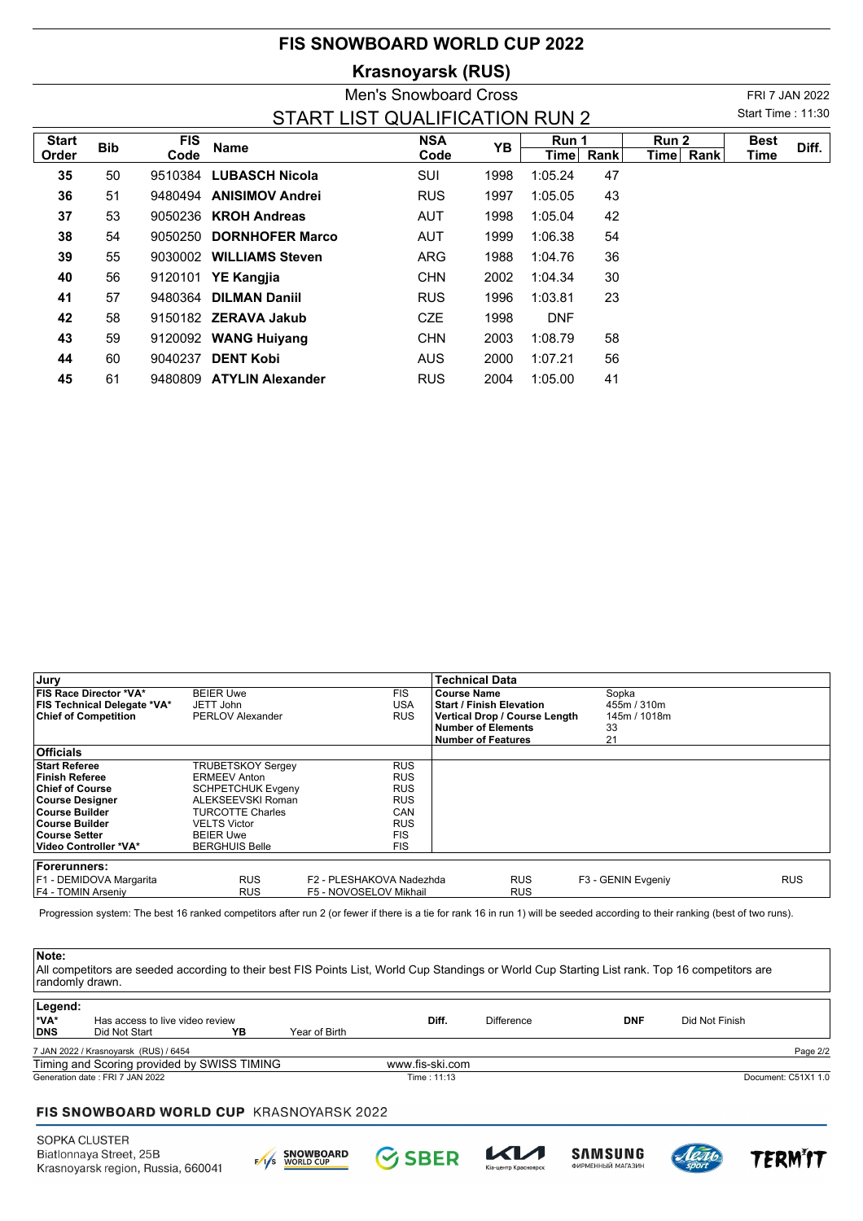# FIS SNOWBOARD WORLD CUP 2022

## Krasnoyarsk (RUS)

### Men's Snowboard Cross

FRI 7 JAN 2022

### START LIST QUALIFICATION RUN 2

Start Time : 11:30

| Start Order | Bib | FIS Code | Name | NSA Code | YB | Run 1 Time | Run 1 Rank | Run 2 Time | Run 2 Rank | Best Time | Diff. |
|---|---|---|---|---|---|---|---|---|---|---|---|
| 35 | 50 | 9510384 | **LUBASCH Nicola** | SUI | 1998 | 1:05.24 | 47 | | | | |
| 36 | 51 | 9480494 | **ANISIMOV Andrei** | RUS | 1997 | 1:05.05 | 43 | | | | |
| 37 | 53 | 9050236 | **KROH Andreas** | AUT | 1998 | 1:05.04 | 42 | | | | |
| 38 | 54 | 9050250 | **DORNHOFER Marco** | AUT | 1999 | 1:06.38 | 54 | | | | |
| 39 | 55 | 9030002 | **WILLIAMS Steven** | ARG | 1988 | 1:04.76 | 36 | | | | |
| 40 | 56 | 9120101 | **YE Kangjia** | CHN | 2002 | 1:04.34 | 30 | | | | |
| 41 | 57 | 9480364 | **DILMAN Daniil** | RUS | 1996 | 1:03.81 | 23 | | | | |
| 42 | 58 | 9150182 | **ZERAVA Jakub** | CZE | 1998 | DNF | | | | | |
| 43 | 59 | 9120092 | **WANG Huiyang** | CHN | 2003 | 1:08.79 | 58 | | | | |
| 44 | 60 | 9040237 | **DENT Kobi** | AUS | 2000 | 1:07.21 | 56 | | | | |
| 45 | 61 | 9480809 | **ATYLIN Alexander** | RUS | 2004 | 1:05.00 | 41 | | | | |

| Jury | | |
|---|---|---|
| FIS Race Director *VA* | BEIER Uwe | FIS |
| FIS Technical Delegate *VA* | JETT John | USA |
| Chief of Competition | PERLOV Alexander | RUS |

| Technical Data | |
|---|---|
| Course Name | Sopka |
| Start / Finish Elevation | 455m / 310m |
| Vertical Drop / Course Length | 145m / 1018m |
| Number of Elements | 33 |
| Number of Features | 21 |

| Officials | | |
|---|---|---|
| Start Referee | TRUBETSKOY Sergey | RUS |
| Finish Referee | ERMEEV Anton | RUS |
| Chief of Course | SCHPETCHUK Evgeny | RUS |
| Course Designer | ALEKSEEVSKI Roman | RUS |
| Course Builder | TURCOTTE Charles | CAN |
| Course Builder | VELTS Victor | RUS |
| Course Setter | BEIER Uwe | FIS |
| Video Controller *VA* | BERGHUIS Belle | FIS |

| Forerunners: | | | | | |
|---|---|---|---|---|---|
| F1 - DEMIDOVA Margarita | RUS | F2 - PLESHAKOVA Nadezhda | RUS | F3 - GENIN Evgeniy | RUS |
| F4 - TOMIN Arseniy | RUS | F5 - NOVOSELOV Mikhail | RUS | | |

Progression system: The best 16 ranked competitors after run 2 (or fewer if there is a tie for rank 16 in run 1) will be seeded according to their ranking (best of two runs).

**Note:**
All competitors are seeded according to their best FIS Points List, World Cup Standings or World Cup Starting List rank. Top 16 competitors are randomly drawn.

**Legend:**

| | | | | | |
|---|---|---|---|---|---|
| *VA* | Has access to live video review | Diff. | Difference | DNF | Did Not Finish |
| DNS | Did Not Start | YB | Year of Birth | | |

7 JAN 2022 / Krasnoyarsk (RUS) / 6454

Timing and Scoring provided by SWISS TIMING — www.fis-ski.com

Generation date : FRI 7 JAN 2022 — Time : 11:13 — Document: C51X1 1.0

**FIS SNOWBOARD WORLD CUP** KRASNOYARSK 2022

SOPKA CLUSTER
Biatlonnaya Street, 25B
Krasnoyarsk region, Russia, 660041